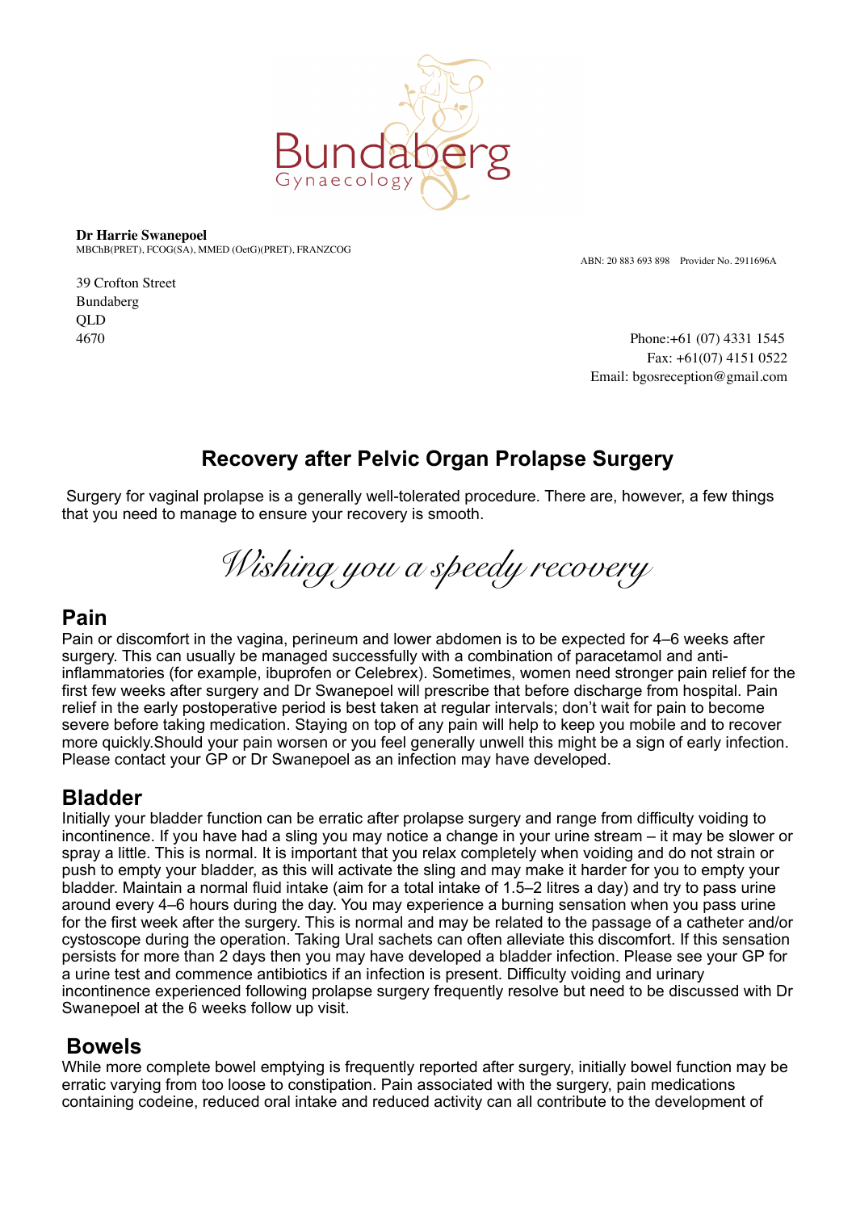Bundaberg Gynaecology

**Dr Harrie Swanepoel**
MBChB(PRET), FCOG(SA), MMED (OetG)(PRET), FRANZCOG

ABN: 20 883 693 898 Provider No. 2911696A

39 Crofton Street
Bundaberg
QLD
4670

Phone:+61 (07) 4331 1545
Fax: +61(07) 4151 0522
Email: bgosreception@gmail.com

# Recovery after Pelvic Organ Prolapse Surgery

Surgery for vaginal prolapse is a generally well-tolerated procedure. There are, however, a few things that you need to manage to ensure your recovery is smooth.

*Wishing you a speedy recovery*

## Pain

Pain or discomfort in the vagina, perineum and lower abdomen is to be expected for 4–6 weeks after surgery. This can usually be managed successfully with a combination of paracetamol and anti-inflammatories (for example, ibuprofen or Celebrex). Sometimes, women need stronger pain relief for the first few weeks after surgery and Dr Swanepoel will prescribe that before discharge from hospital. Pain relief in the early postoperative period is best taken at regular intervals; don't wait for pain to become severe before taking medication. Staying on top of any pain will help to keep you mobile and to recover more quickly.Should your pain worsen or you feel generally unwell this might be a sign of early infection. Please contact your GP or Dr Swanepoel as an infection may have developed.

## Bladder

Initially your bladder function can be erratic after prolapse surgery and range from difficulty voiding to incontinence. If you have had a sling you may notice a change in your urine stream – it may be slower or spray a little. This is normal. It is important that you relax completely when voiding and do not strain or push to empty your bladder, as this will activate the sling and may make it harder for you to empty your bladder. Maintain a normal fluid intake (aim for a total intake of 1.5–2 litres a day) and try to pass urine around every 4–6 hours during the day. You may experience a burning sensation when you pass urine for the first week after the surgery. This is normal and may be related to the passage of a catheter and/or cystoscope during the operation. Taking Ural sachets can often alleviate this discomfort. If this sensation persists for more than 2 days then you may have developed a bladder infection. Please see your GP for a urine test and commence antibiotics if an infection is present. Difficulty voiding and urinary incontinence experienced following prolapse surgery frequently resolve but need to be discussed with Dr Swanepoel at the 6 weeks follow up visit.

## Bowels

While more complete bowel emptying is frequently reported after surgery, initially bowel function may be erratic varying from too loose to constipation. Pain associated with the surgery, pain medications containing codeine, reduced oral intake and reduced activity can all contribute to the development of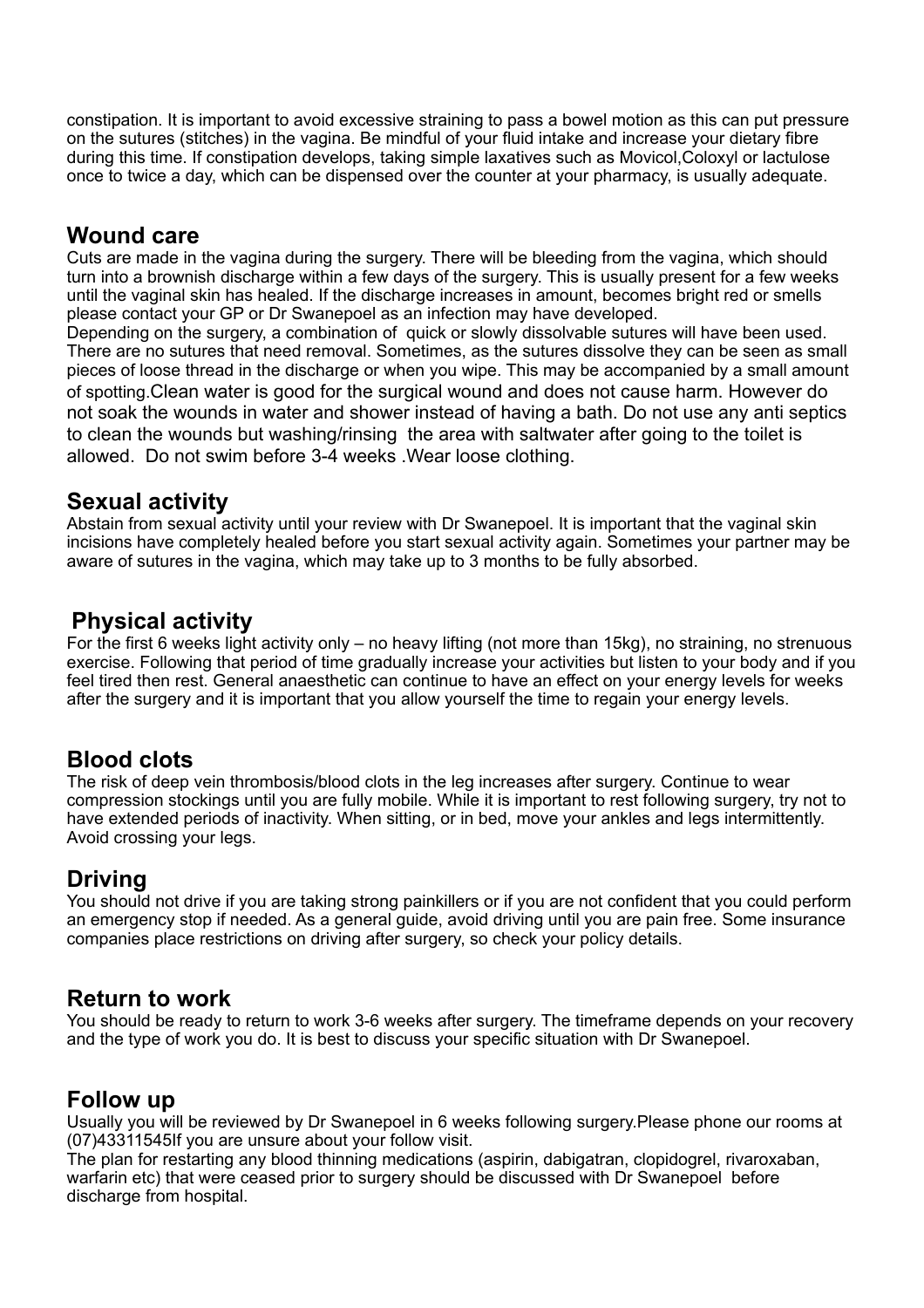constipation. It is important to avoid excessive straining to pass a bowel motion as this can put pressure on the sutures (stitches) in the vagina. Be mindful of your fluid intake and increase your dietary fibre during this time. If constipation develops, taking simple laxatives such as Movicol,Coloxyl or lactulose once to twice a day, which can be dispensed over the counter at your pharmacy, is usually adequate.

## Wound care

Cuts are made in the vagina during the surgery. There will be bleeding from the vagina, which should turn into a brownish discharge within a few days of the surgery. This is usually present for a few weeks until the vaginal skin has healed. If the discharge increases in amount, becomes bright red or smells please contact your GP or Dr Swanepoel as an infection may have developed.
Depending on the surgery, a combination of quick or slowly dissolvable sutures will have been used. There are no sutures that need removal. Sometimes, as the sutures dissolve they can be seen as small pieces of loose thread in the discharge or when you wipe. This may be accompanied by a small amount of spotting.Clean water is good for the surgical wound and does not cause harm. However do not soak the wounds in water and shower instead of having a bath. Do not use any anti septics to clean the wounds but washing/rinsing the area with saltwater after going to the toilet is allowed. Do not swim before 3-4 weeks .Wear loose clothing.

## Sexual activity

Abstain from sexual activity until your review with Dr Swanepoel. It is important that the vaginal skin incisions have completely healed before you start sexual activity again. Sometimes your partner may be aware of sutures in the vagina, which may take up to 3 months to be fully absorbed.

## Physical activity

For the first 6 weeks light activity only – no heavy lifting (not more than 15kg), no straining, no strenuous exercise. Following that period of time gradually increase your activities but listen to your body and if you feel tired then rest. General anaesthetic can continue to have an effect on your energy levels for weeks after the surgery and it is important that you allow yourself the time to regain your energy levels.

## Blood clots

The risk of deep vein thrombosis/blood clots in the leg increases after surgery. Continue to wear compression stockings until you are fully mobile. While it is important to rest following surgery, try not to have extended periods of inactivity. When sitting, or in bed, move your ankles and legs intermittently. Avoid crossing your legs.

## Driving

You should not drive if you are taking strong painkillers or if you are not confident that you could perform an emergency stop if needed. As a general guide, avoid driving until you are pain free. Some insurance companies place restrictions on driving after surgery, so check your policy details.

## Return to work

You should be ready to return to work 3-6 weeks after surgery. The timeframe depends on your recovery and the type of work you do. It is best to discuss your specific situation with Dr Swanepoel.

## Follow up

Usually you will be reviewed by Dr Swanepoel in 6 weeks following surgery.Please phone our rooms at (07)43311545If you are unsure about your follow visit.
The plan for restarting any blood thinning medications (aspirin, dabigatran, clopidogrel, rivaroxaban, warfarin etc) that were ceased prior to surgery should be discussed with Dr Swanepoel before discharge from hospital.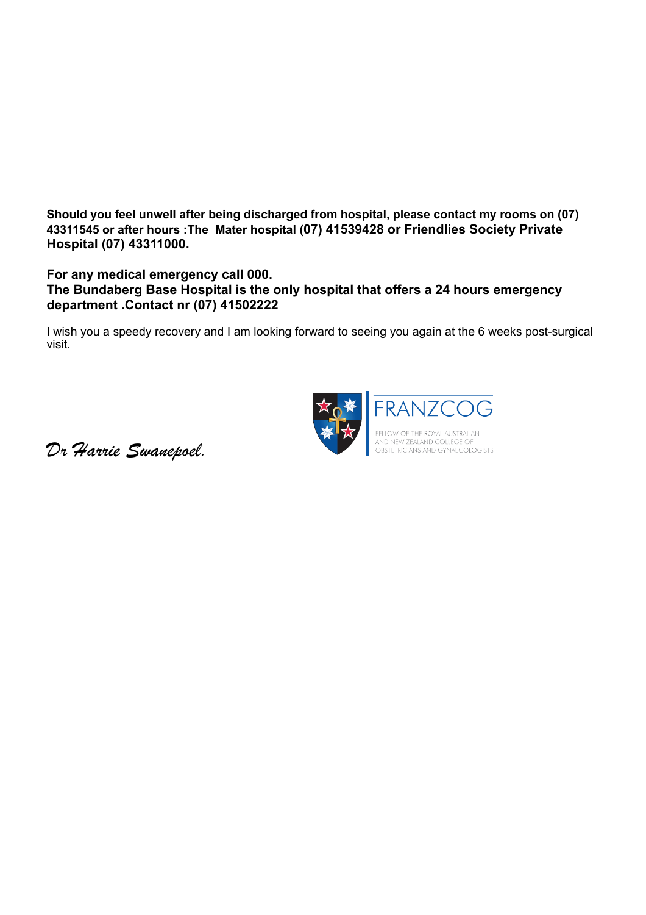**Should you feel unwell after being discharged from hospital, please contact my rooms on (07) 43311545 or after hours :The  Mater hospital (07) 41539428 or Friendlies Society Private Hospital (07) 43311000.**

**For any medical emergency call 000.**
**The Bundaberg Base Hospital is the only hospital that offers a 24 hours emergency department .Contact nr (07) 41502222**

I wish you a speedy recovery and I am looking forward to seeing you again at the 6 weeks post-surgical visit.

*Dr Harrie Swanepoel.*

FRANZCOG
FELLOW OF THE ROYAL AUSTRALIAN AND NEW ZEALAND COLLEGE OF OBSTETRICIANS AND GYNAECOLOGISTS